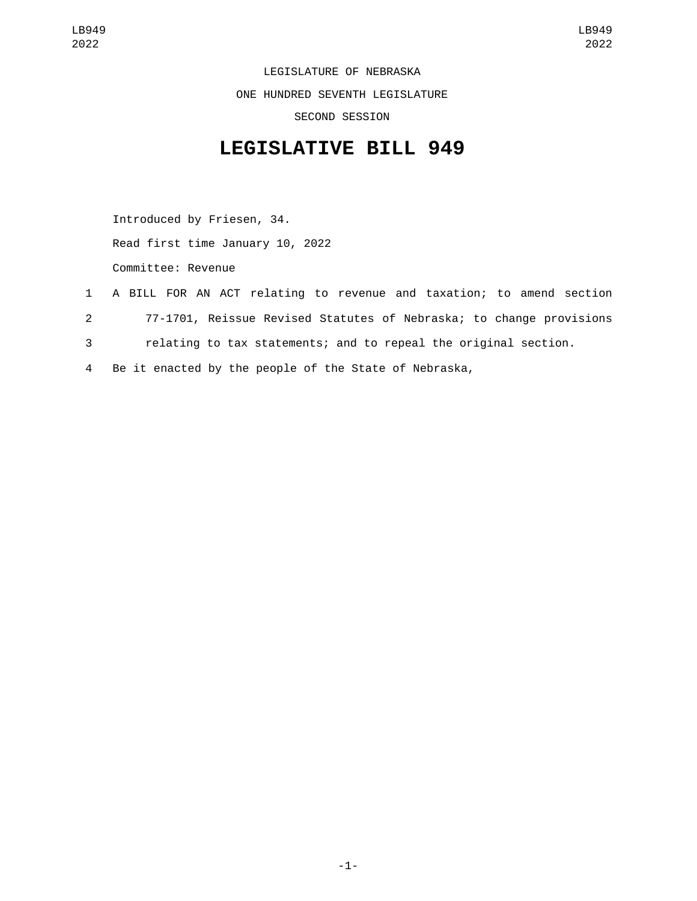LEGISLATURE OF NEBRASKA

ONE HUNDRED SEVENTH LEGISLATURE

SECOND SESSION

# LEGISLATIVE BILL 949

Introduced by Friesen, 34.

Read first time January 10, 2022

Committee: Revenue

1 A BILL FOR AN ACT relating to revenue and taxation; to amend section
2 77-1701, Reissue Revised Statutes of Nebraska; to change provisions
3 relating to tax statements; and to repeal the original section.
4 Be it enacted by the people of the State of Nebraska,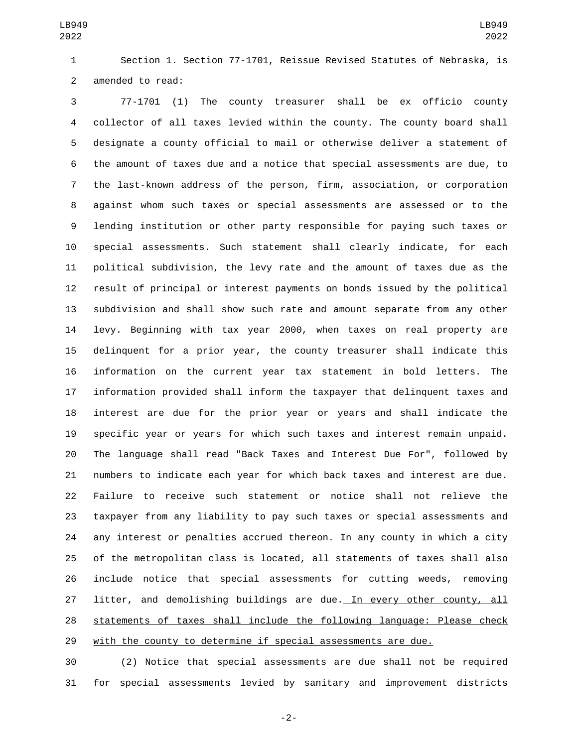Section 1. Section 77-1701, Reissue Revised Statutes of Nebraska, is amended to read:

77-1701 (1) The county treasurer shall be ex officio county collector of all taxes levied within the county. The county board shall designate a county official to mail or otherwise deliver a statement of the amount of taxes due and a notice that special assessments are due, to the last-known address of the person, firm, association, or corporation against whom such taxes or special assessments are assessed or to the lending institution or other party responsible for paying such taxes or special assessments. Such statement shall clearly indicate, for each political subdivision, the levy rate and the amount of taxes due as the result of principal or interest payments on bonds issued by the political subdivision and shall show such rate and amount separate from any other levy. Beginning with tax year 2000, when taxes on real property are delinquent for a prior year, the county treasurer shall indicate this information on the current year tax statement in bold letters. The information provided shall inform the taxpayer that delinquent taxes and interest are due for the prior year or years and shall indicate the specific year or years for which such taxes and interest remain unpaid. The language shall read "Back Taxes and Interest Due For", followed by numbers to indicate each year for which back taxes and interest are due. Failure to receive such statement or notice shall not relieve the taxpayer from any liability to pay such taxes or special assessments and any interest or penalties accrued thereon. In any county in which a city of the metropolitan class is located, all statements of taxes shall also include notice that special assessments for cutting weeds, removing litter, and demolishing buildings are due. <u>In every other county, all statements of taxes shall include the following language: Please check with the county to determine if special assessments are due.</u>

(2) Notice that special assessments are due shall not be required for special assessments levied by sanitary and improvement districts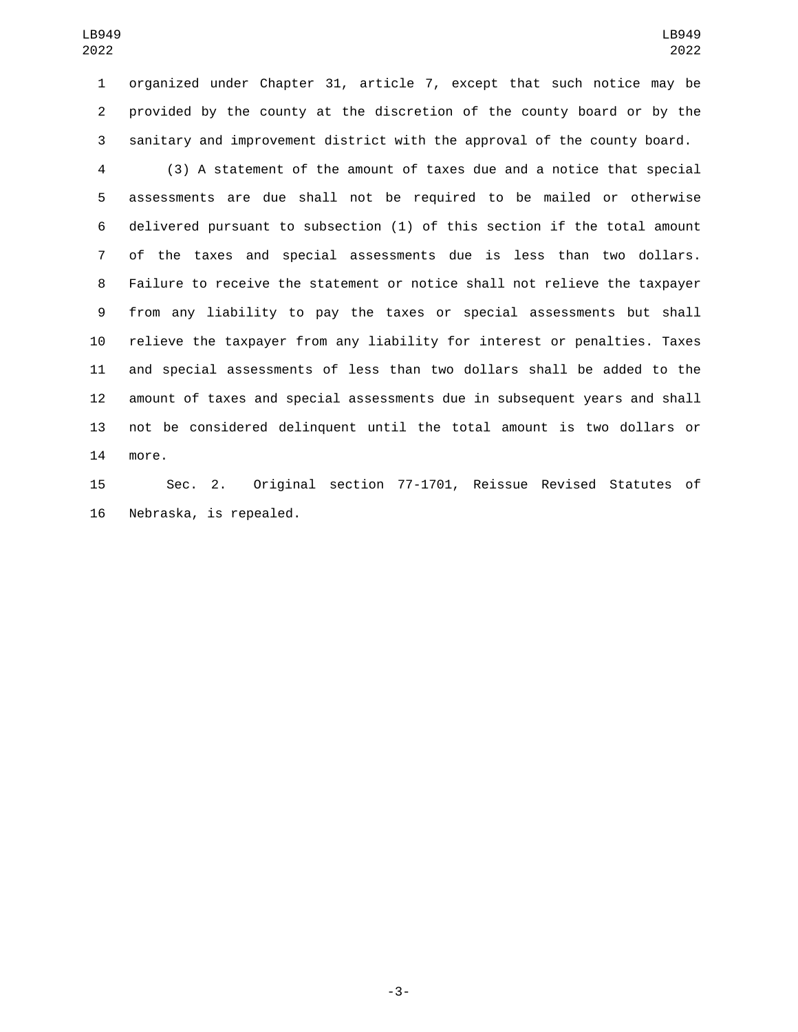organized under Chapter 31, article 7, except that such notice may be provided by the county at the discretion of the county board or by the sanitary and improvement district with the approval of the county board.

(3) A statement of the amount of taxes due and a notice that special assessments are due shall not be required to be mailed or otherwise delivered pursuant to subsection (1) of this section if the total amount of the taxes and special assessments due is less than two dollars. Failure to receive the statement or notice shall not relieve the taxpayer from any liability to pay the taxes or special assessments but shall relieve the taxpayer from any liability for interest or penalties. Taxes and special assessments of less than two dollars shall be added to the amount of taxes and special assessments due in subsequent years and shall not be considered delinquent until the total amount is two dollars or more.

Sec. 2. Original section 77-1701, Reissue Revised Statutes of Nebraska, is repealed.